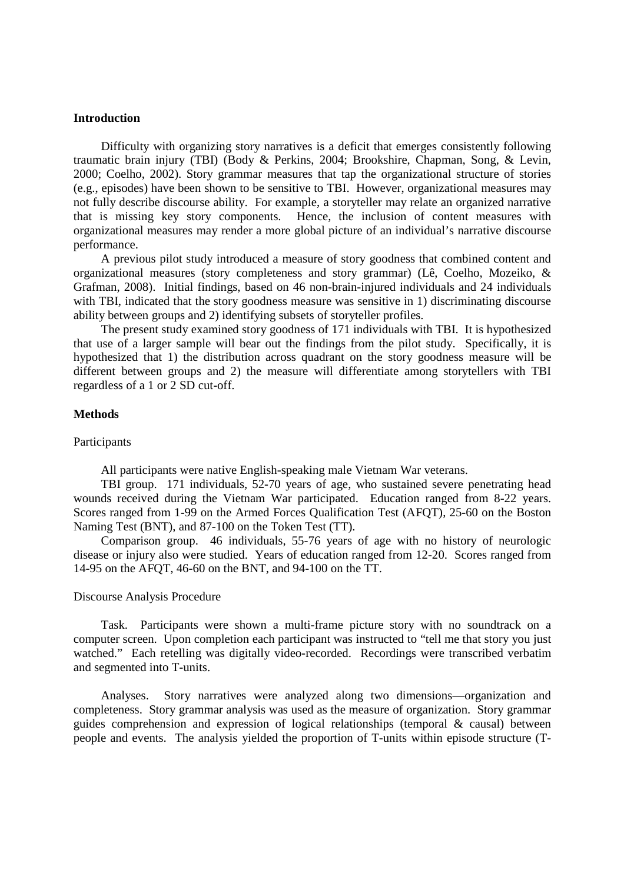**Introduction**

Difficulty with organizing story narratives is a deficit that emerges consistently following traumatic brain injury (TBI) (Body & Perkins, 2004; Brookshire, Chapman, Song, & Levin, 2000; Coelho, 2002). Story grammar measures that tap the organizational structure of stories (e.g., episodes) have been shown to be sensitive to TBI. However, organizational measures may not fully describe discourse ability. For example, a storyteller may relate an organized narrative that is missing key story components. Hence, the inclusion of content measures with organizational measures may render a more global picture of an individual's narrative discourse performance.

A previous pilot study introduced a measure of story goodness that combined content and organizational measures (story completeness and story grammar) (Lê, Coelho, Mozeiko, & Grafman, 2008). Initial findings, based on 46 non-brain-injured individuals and 24 individuals with TBI, indicated that the story goodness measure was sensitive in 1) discriminating discourse ability between groups and 2) identifying subsets of storyteller profiles.

The present study examined story goodness of 171 individuals with TBI. It is hypothesized that use of a larger sample will bear out the findings from the pilot study. Specifically, it is hypothesized that 1) the distribution across quadrant on the story goodness measure will be different between groups and 2) the measure will differentiate among storytellers with TBI regardless of a 1 or 2 SD cut-off.

**Methods**

Participants

All participants were native English-speaking male Vietnam War veterans.

TBI group. 171 individuals, 52-70 years of age, who sustained severe penetrating head wounds received during the Vietnam War participated. Education ranged from 8-22 years. Scores ranged from 1-99 on the Armed Forces Qualification Test (AFQT), 25-60 on the Boston Naming Test (BNT), and 87-100 on the Token Test (TT).

Comparison group. 46 individuals, 55-76 years of age with no history of neurologic disease or injury also were studied. Years of education ranged from 12-20. Scores ranged from 14-95 on the AFQT, 46-60 on the BNT, and 94-100 on the TT.

Discourse Analysis Procedure

Task. Participants were shown a multi-frame picture story with no soundtrack on a computer screen. Upon completion each participant was instructed to "tell me that story you just watched." Each retelling was digitally video-recorded. Recordings were transcribed verbatim and segmented into T-units.

Analyses. Story narratives were analyzed along two dimensions—organization and completeness. Story grammar analysis was used as the measure of organization. Story grammar guides comprehension and expression of logical relationships (temporal & causal) between people and events. The analysis yielded the proportion of T-units within episode structure (T-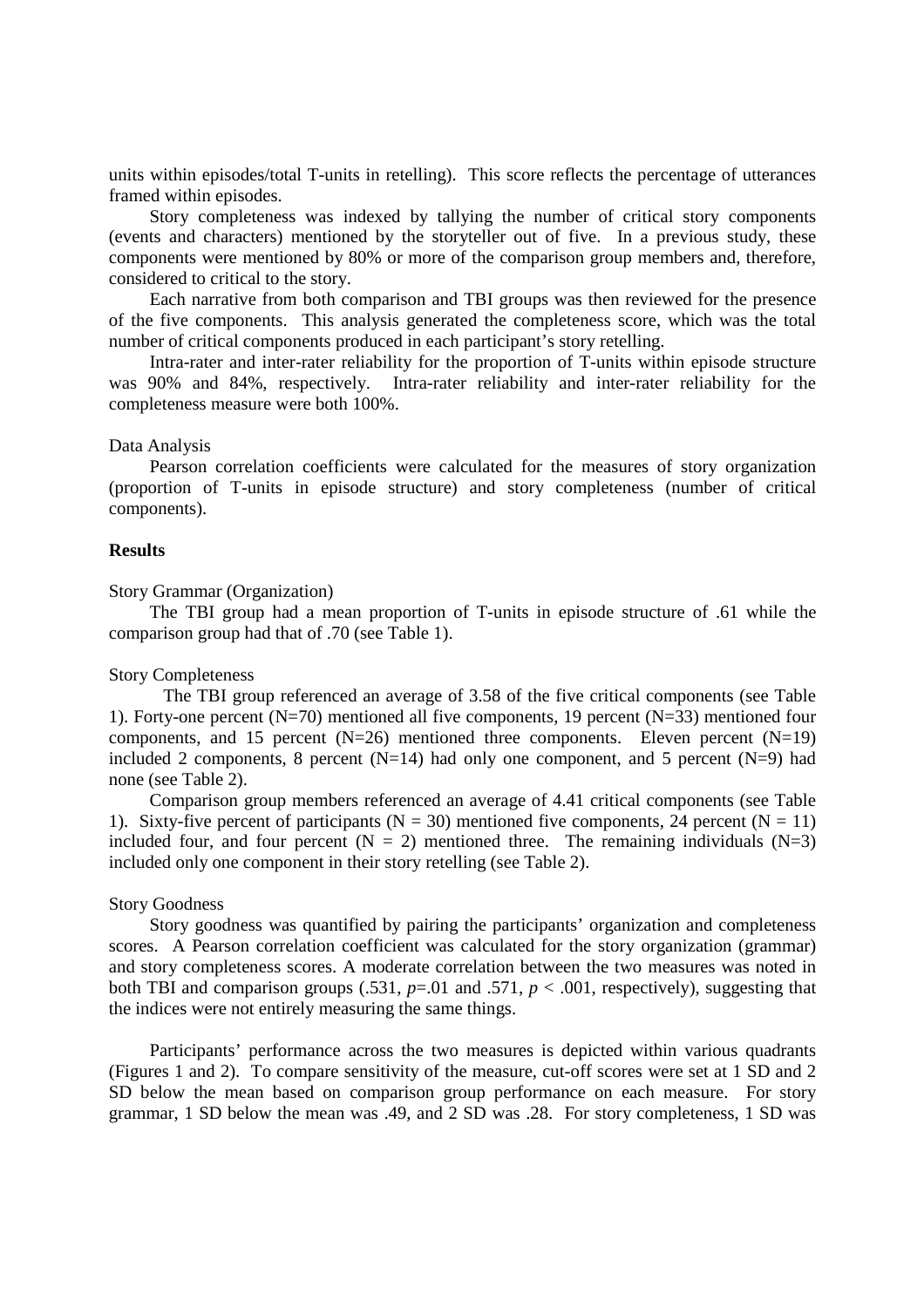units within episodes/total T-units in retelling). This score reflects the percentage of utterances framed within episodes.

Story completeness was indexed by tallying the number of critical story components (events and characters) mentioned by the storyteller out of five. In a previous study, these components were mentioned by 80% or more of the comparison group members and, therefore, considered to critical to the story.

Each narrative from both comparison and TBI groups was then reviewed for the presence of the five components. This analysis generated the completeness score, which was the total number of critical components produced in each participant's story retelling.

Intra-rater and inter-rater reliability for the proportion of T-units within episode structure was 90% and 84%, respectively. Intra-rater reliability and inter-rater reliability for the completeness measure were both 100%.

Data Analysis

Pearson correlation coefficients were calculated for the measures of story organization (proportion of T-units in episode structure) and story completeness (number of critical components).

## Results

Story Grammar (Organization)

The TBI group had a mean proportion of T-units in episode structure of .61 while the comparison group had that of .70 (see Table 1).

Story Completeness

The TBI group referenced an average of 3.58 of the five critical components (see Table 1). Forty-one percent (N=70) mentioned all five components, 19 percent (N=33) mentioned four components, and 15 percent (N=26) mentioned three components. Eleven percent (N=19) included 2 components, 8 percent (N=14) had only one component, and 5 percent (N=9) had none (see Table 2).

Comparison group members referenced an average of 4.41 critical components (see Table 1). Sixty-five percent of participants (N = 30) mentioned five components, 24 percent (N = 11) included four, and four percent (N = 2) mentioned three. The remaining individuals (N=3) included only one component in their story retelling (see Table 2).

Story Goodness

Story goodness was quantified by pairing the participants' organization and completeness scores. A Pearson correlation coefficient was calculated for the story organization (grammar) and story completeness scores. A moderate correlation between the two measures was noted in both TBI and comparison groups (.531, $p$=.01 and .571, $p$ < .001, respectively), suggesting that the indices were not entirely measuring the same things.

Participants' performance across the two measures is depicted within various quadrants (Figures 1 and 2). To compare sensitivity of the measure, cut-off scores were set at 1 SD and 2 SD below the mean based on comparison group performance on each measure. For story grammar, 1 SD below the mean was .49, and 2 SD was .28. For story completeness, 1 SD was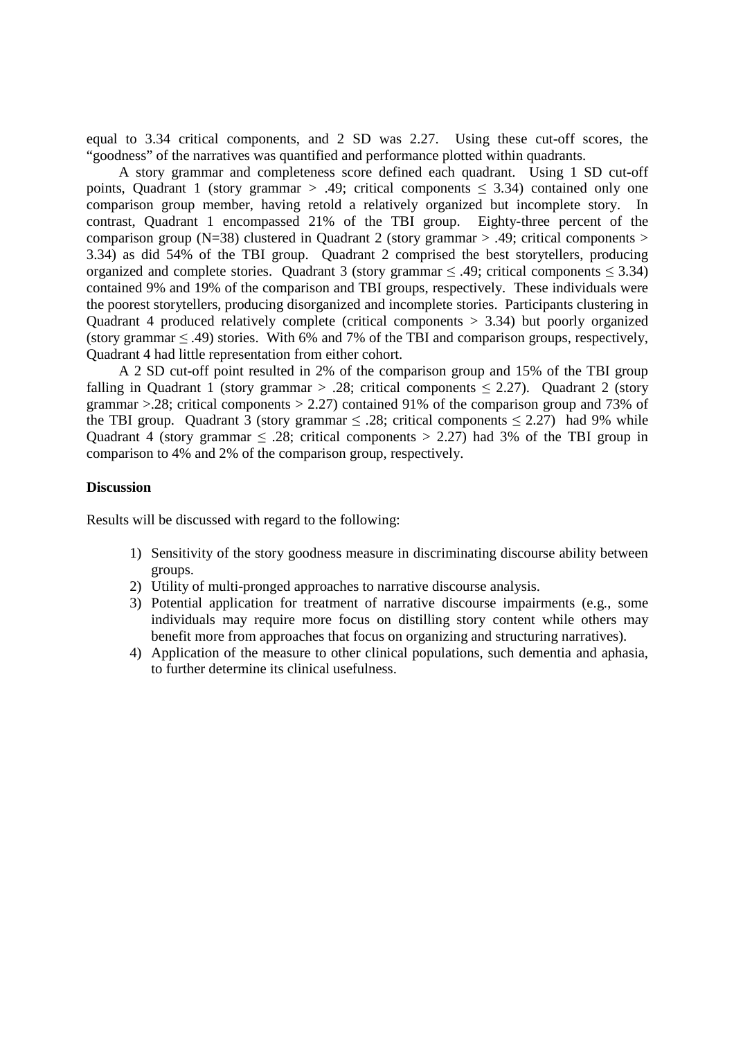equal to 3.34 critical components, and 2 SD was 2.27. Using these cut-off scores, the "goodness" of the narratives was quantified and performance plotted within quadrants.

A story grammar and completeness score defined each quadrant. Using 1 SD cut-off points, Quadrant 1 (story grammar > .49; critical components ≤ 3.34) contained only one comparison group member, having retold a relatively organized but incomplete story. In contrast, Quadrant 1 encompassed 21% of the TBI group. Eighty-three percent of the comparison group (N=38) clustered in Quadrant 2 (story grammar > .49; critical components > 3.34) as did 54% of the TBI group. Quadrant 2 comprised the best storytellers, producing organized and complete stories. Quadrant 3 (story grammar ≤ .49; critical components ≤ 3.34) contained 9% and 19% of the comparison and TBI groups, respectively. These individuals were the poorest storytellers, producing disorganized and incomplete stories. Participants clustering in Quadrant 4 produced relatively complete (critical components > 3.34) but poorly organized (story grammar ≤ .49) stories. With 6% and 7% of the TBI and comparison groups, respectively, Quadrant 4 had little representation from either cohort.

A 2 SD cut-off point resulted in 2% of the comparison group and 15% of the TBI group falling in Quadrant 1 (story grammar > .28; critical components ≤ 2.27). Quadrant 2 (story grammar >.28; critical components > 2.27) contained 91% of the comparison group and 73% of the TBI group. Quadrant 3 (story grammar ≤ .28; critical components ≤ 2.27) had 9% while Quadrant 4 (story grammar ≤ .28; critical components > 2.27) had 3% of the TBI group in comparison to 4% and 2% of the comparison group, respectively.

**Discussion**

Results will be discussed with regard to the following:

1) Sensitivity of the story goodness measure in discriminating discourse ability between groups.
2) Utility of multi-pronged approaches to narrative discourse analysis.
3) Potential application for treatment of narrative discourse impairments (e.g., some individuals may require more focus on distilling story content while others may benefit more from approaches that focus on organizing and structuring narratives).
4) Application of the measure to other clinical populations, such dementia and aphasia, to further determine its clinical usefulness.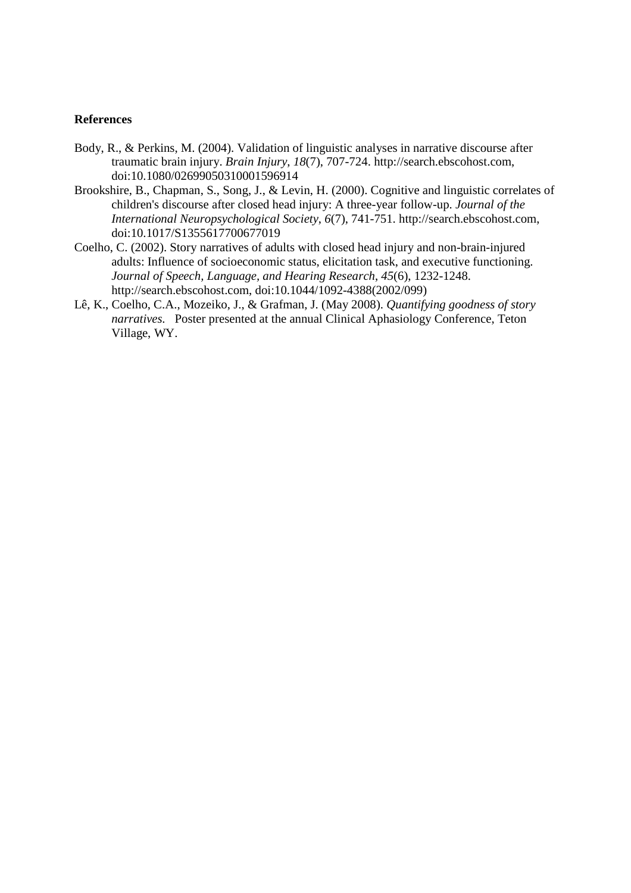**References**

Body, R., & Perkins, M. (2004). Validation of linguistic analyses in narrative discourse after traumatic brain injury. *Brain Injury*, *18*(7), 707-724. http://search.ebscohost.com, doi:10.1080/02699050310001596914

Brookshire, B., Chapman, S., Song, J., & Levin, H. (2000). Cognitive and linguistic correlates of children's discourse after closed head injury: A three-year follow-up. *Journal of the International Neuropsychological Society*, *6*(7), 741-751. http://search.ebscohost.com, doi:10.1017/S1355617700677019

Coelho, C. (2002). Story narratives of adults with closed head injury and non-brain-injured adults: Influence of socioeconomic status, elicitation task, and executive functioning. *Journal of Speech, Language, and Hearing Research*, *45*(6), 1232-1248. http://search.ebscohost.com, doi:10.1044/1092-4388(2002/099)

Lê, K., Coelho, C.A., Mozeiko, J., & Grafman, J. (May 2008). *Quantifying goodness of story narratives.* Poster presented at the annual Clinical Aphasiology Conference, Teton Village, WY.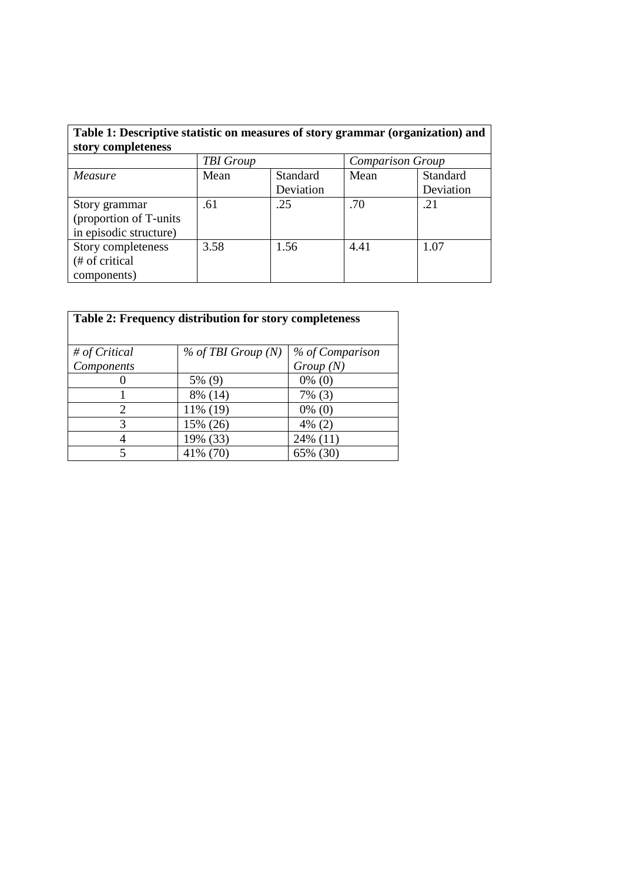**Table 1: Descriptive statistic on measures of story grammar (organization) and story completeness**

| | *TBI Group* | | *Comparison Group* | |
|---|---|---|---|---|
| *Measure* | Mean | Standard Deviation | Mean | Standard Deviation |
| Story grammar (proportion of T-units in episodic structure) | .61 | .25 | .70 | .21 |
| Story completeness (# of critical components) | 3.58 | 1.56 | 4.41 | 1.07 |

**Table 2: Frequency distribution for story completeness**

| *# of Critical Components* | *% of TBI Group (N)* | *% of Comparison Group (N)* |
|---|---|---|
| 0 | 5% (9) | 0% (0) |
| 1 | 8% (14) | 7% (3) |
| 2 | 11% (19) | 0% (0) |
| 3 | 15% (26) | 4% (2) |
| 4 | 19% (33) | 24% (11) |
| 5 | 41% (70) | 65% (30) |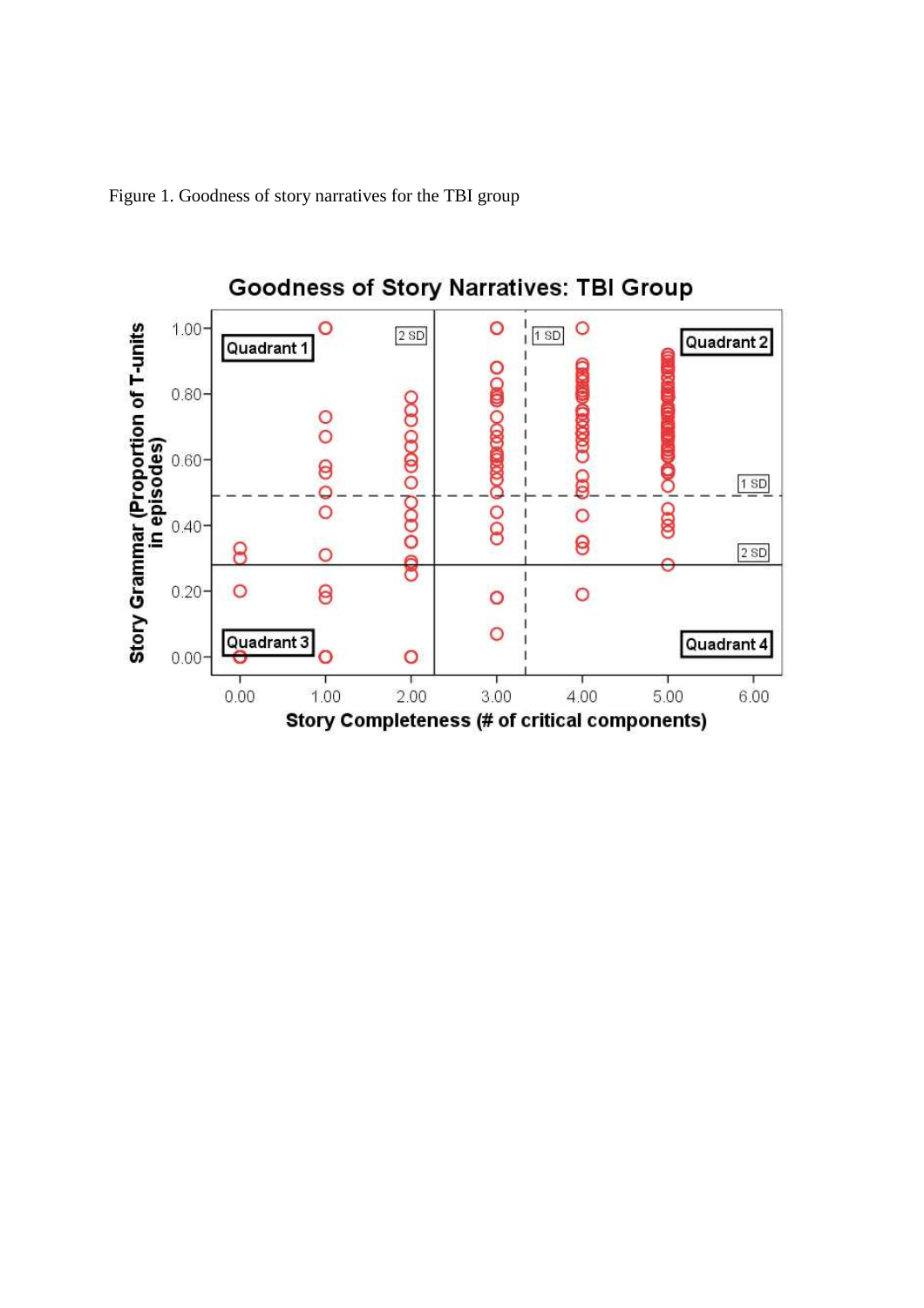Figure 1. Goodness of story narratives for the TBI group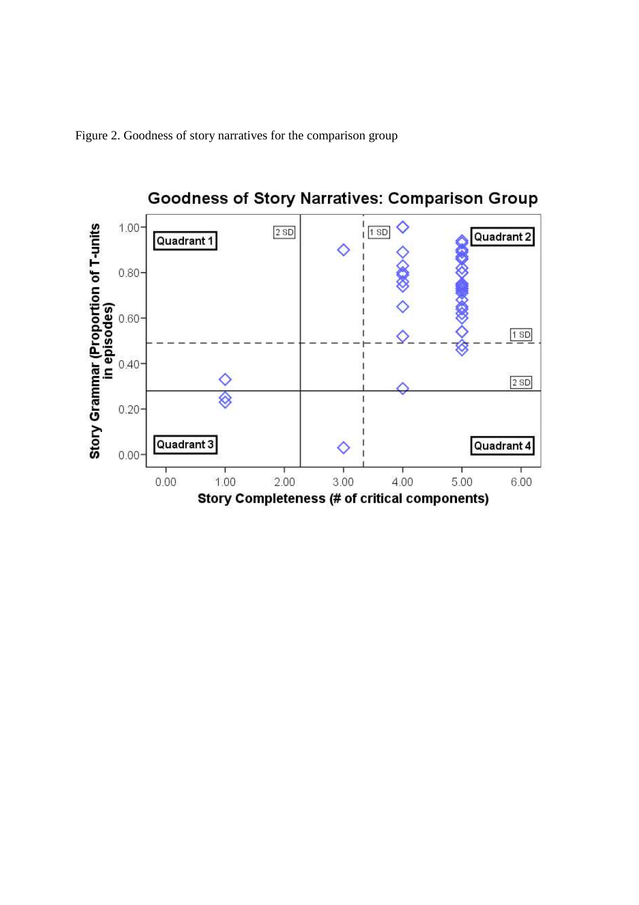Figure 2. Goodness of story narratives for the comparison group

Goodness of Story Narratives: Comparison Group

Story Grammar (Proportion of T-units in episodes)

1.00
0.80
0.60
0.40
0.20
0.00

Quadrant 1
Quadrant 2
Quadrant 3
Quadrant 4

2 SD
1 SD
1 SD
2 SD

0.00
1.00
2.00
3.00
4.00
5.00
6.00

Story Completeness (# of critical components)